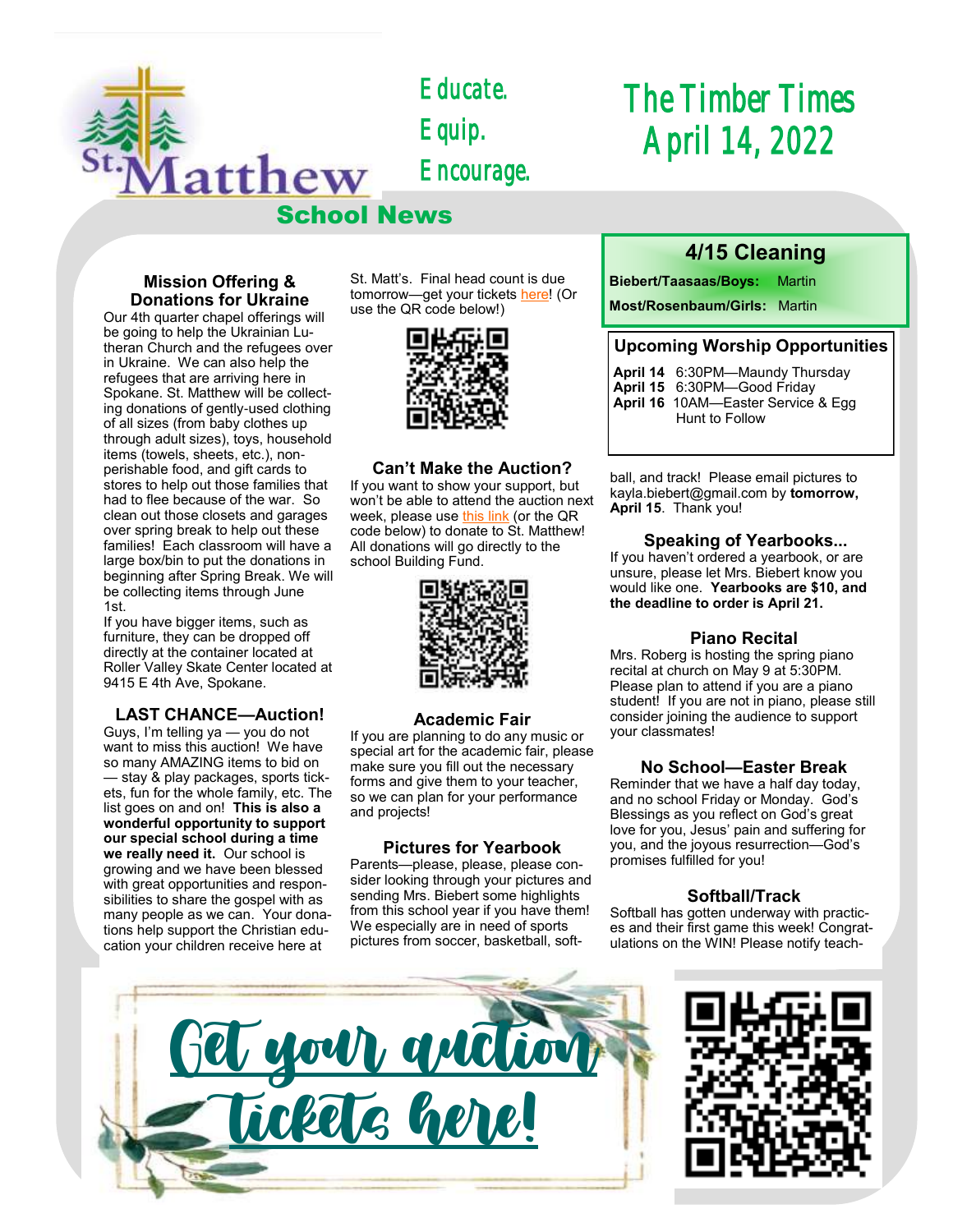# The Timber Times
## April 14, 2022

Educate.
Equip.
Encourage.

St. Matthew School News

### Mission Offering & Donations for Ukraine

Our 4th quarter chapel offerings will be going to help the Ukrainian Lutheran Church and the refugees over in Ukraine. We can also help the refugees that are arriving here in Spokane. St. Matthew will be collecting donations of gently-used clothing of all sizes (from baby clothes up through adult sizes), toys, household items (towels, sheets, etc.), non-perishable food, and gift cards to stores to help out those families that had to flee because of the war. So clean out those closets and garages over spring break to help out these families! Each classroom will have a large box/bin to put the donations in beginning after Spring Break. We will be collecting items through June 1st.

If you have bigger items, such as furniture, they can be dropped off directly at the container located at Roller Valley Skate Center located at 9415 E 4th Ave, Spokane.

### LAST CHANCE—Auction!

Guys, I'm telling ya — you do not want to miss this auction! We have so many AMAZING items to bid on — stay & play packages, sports tickets, fun for the whole family, etc. The list goes on and on! **This is also a wonderful opportunity to support our special school during a time we really need it.** Our school is growing and we have been blessed with great opportunities and responsibilities to share the gospel with as many people as we can. Your donations help support the Christian education your children receive here at St. Matt's. Final head count is due tomorrow—get your tickets here! (Or use the QR code below!)

### Can't Make the Auction?

If you want to show your support, but won't be able to attend the auction next week, please use this link (or the QR code below) to donate to St. Matthew! All donations will go directly to the school Building Fund.

### Academic Fair

If you are planning to do any music or special art for the academic fair, please make sure you fill out the necessary forms and give them to your teacher, so we can plan for your performance and projects!

### Pictures for Yearbook

Parents—please, please, please consider looking through your pictures and sending Mrs. Biebert some highlights from this school year if you have them! We especially are in need of sports pictures from soccer, basketball, softball, and track! Please email pictures to kayla.biebert@gmail.com by **tomorrow, April 15**. Thank you!

### Speaking of Yearbooks...

If you haven't ordered a yearbook, or are unsure, please let Mrs. Biebert know you would like one. **Yearbooks are $10, and the deadline to order is April 21.**

### Piano Recital

Mrs. Roberg is hosting the spring piano recital at church on May 9 at 5:30PM. Please plan to attend if you are a piano student! If you are not in piano, please still consider joining the audience to support your classmates!

### No School—Easter Break

Reminder that we have a half day today, and no school Friday or Monday. God's Blessings as you reflect on God's great love for you, Jesus' pain and suffering for you, and the joyous resurrection—God's promises fulfilled for you!

### Softball/Track

Softball has gotten underway with practices and their first game this week! Congratulations on the WIN! Please notify teach-

### 4/15 Cleaning

**Biebert/Taasaas/Boys:** Martin

**Most/Rosenbaum/Girls:** Martin

### Upcoming Worship Opportunities

**April 14** 6:30PM—Maundy Thursday
**April 15** 6:30PM—Good Friday
**April 16** 10AM—Easter Service & Egg Hunt to Follow

Get your auction tickets here!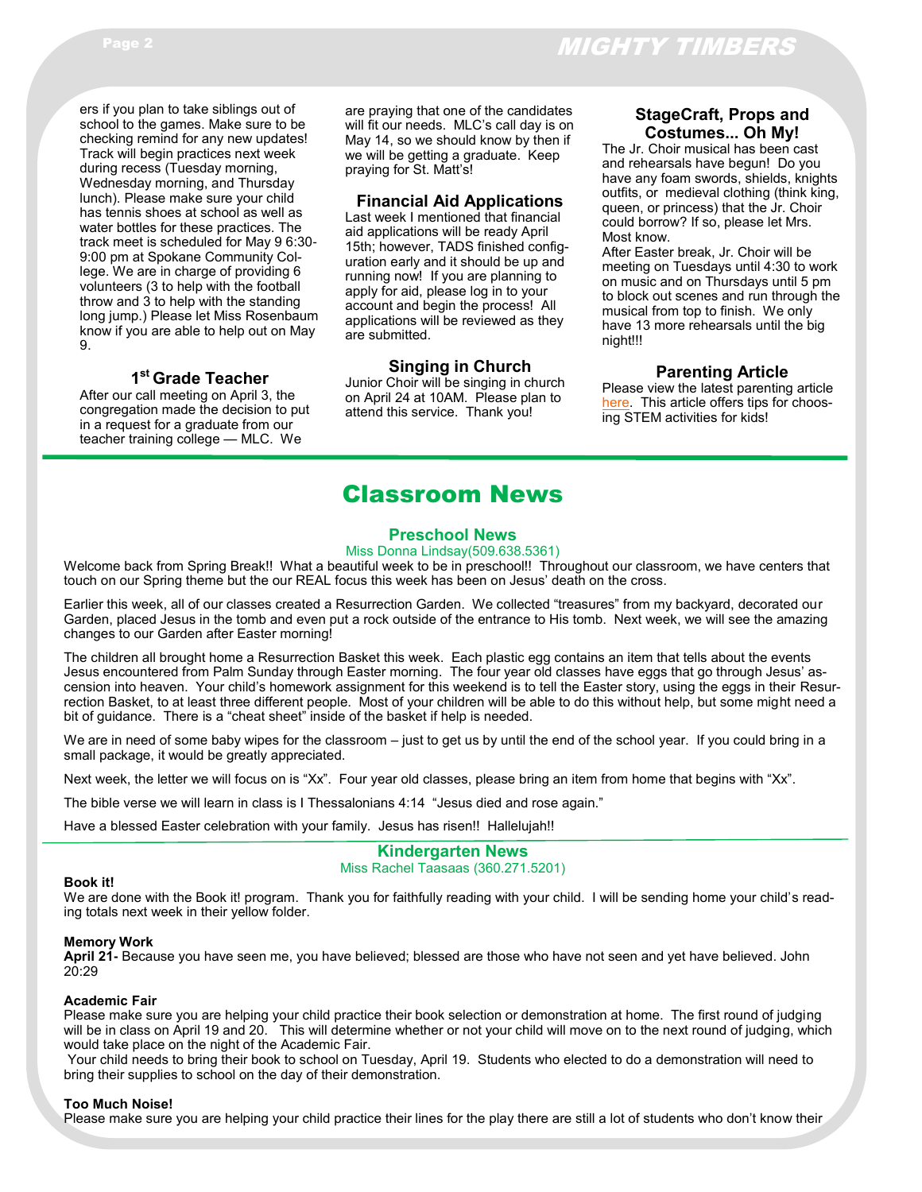ers if you plan to take siblings out of school to the games. Make sure to be checking remind for any new updates! Track will begin practices next week during recess (Tuesday morning, Wednesday morning, and Thursday lunch). Please make sure your child has tennis shoes at school as well as water bottles for these practices. The track meet is scheduled for May 9 6:30-9:00 pm at Spokane Community College. We are in charge of providing 6 volunteers (3 to help with the football throw and 3 to help with the standing long jump.) Please let Miss Rosenbaum know if you are able to help out on May 9.

### 1st Grade Teacher

After our call meeting on April 3, the congregation made the decision to put in a request for a graduate from our teacher training college — MLC. We are praying that one of the candidates will fit our needs. MLC's call day is on May 14, so we should know by then if we will be getting a graduate. Keep praying for St. Matt's!

### Financial Aid Applications

Last week I mentioned that financial aid applications will be ready April 15th; however, TADS finished configuration early and it should be up and running now! If you are planning to apply for aid, please log in to your account and begin the process! All applications will be reviewed as they are submitted.

### Singing in Church

Junior Choir will be singing in church on April 24 at 10AM. Please plan to attend this service. Thank you!

### StageCraft, Props and Costumes... Oh My!

The Jr. Choir musical has been cast and rehearsals have begun! Do you have any foam swords, shields, knights outfits, or medieval clothing (think king, queen, or princess) that the Jr. Choir could borrow? If so, please let Mrs. Most know.

After Easter break, Jr. Choir will be meeting on Tuesdays until 4:30 to work on music and on Thursdays until 5 pm to block out scenes and run through the musical from top to finish. We only have 13 more rehearsals until the big night!!!

### Parenting Article

Please view the latest parenting article here. This article offers tips for choosing STEM activities for kids!

# Classroom News

## Preschool News

Miss Donna Lindsay(509.638.5361)

Welcome back from Spring Break!! What a beautiful week to be in preschool!! Throughout our classroom, we have centers that touch on our Spring theme but the our REAL focus this week has been on Jesus' death on the cross.

Earlier this week, all of our classes created a Resurrection Garden. We collected "treasures" from my backyard, decorated our Garden, placed Jesus in the tomb and even put a rock outside of the entrance to His tomb. Next week, we will see the amazing changes to our Garden after Easter morning!

The children all brought home a Resurrection Basket this week. Each plastic egg contains an item that tells about the events Jesus encountered from Palm Sunday through Easter morning. The four year old classes have eggs that go through Jesus' ascension into heaven. Your child's homework assignment for this weekend is to tell the Easter story, using the eggs in their Resurrection Basket, to at least three different people. Most of your children will be able to do this without help, but some might need a bit of guidance. There is a "cheat sheet" inside of the basket if help is needed.

We are in need of some baby wipes for the classroom – just to get us by until the end of the school year. If you could bring in a small package, it would be greatly appreciated.

Next week, the letter we will focus on is "Xx". Four year old classes, please bring an item from home that begins with "Xx".

The bible verse we will learn in class is I Thessalonians 4:14 "Jesus died and rose again."

Have a blessed Easter celebration with your family. Jesus has risen!! Hallelujah!!

## Kindergarten News

Miss Rachel Taasaas (360.271.5201)

**Book it!**

We are done with the Book it! program. Thank you for faithfully reading with your child. I will be sending home your child's reading totals next week in their yellow folder.

**Memory Work**

**April 21-** Because you have seen me, you have believed; blessed are those who have not seen and yet have believed. John 20:29

**Academic Fair**

Please make sure you are helping your child practice their book selection or demonstration at home. The first round of judging will be in class on April 19 and 20. This will determine whether or not your child will move on to the next round of judging, which would take place on the night of the Academic Fair.

Your child needs to bring their book to school on Tuesday, April 19. Students who elected to do a demonstration will need to bring their supplies to school on the day of their demonstration.

**Too Much Noise!**

Please make sure you are helping your child practice their lines for the play there are still a lot of students who don't know their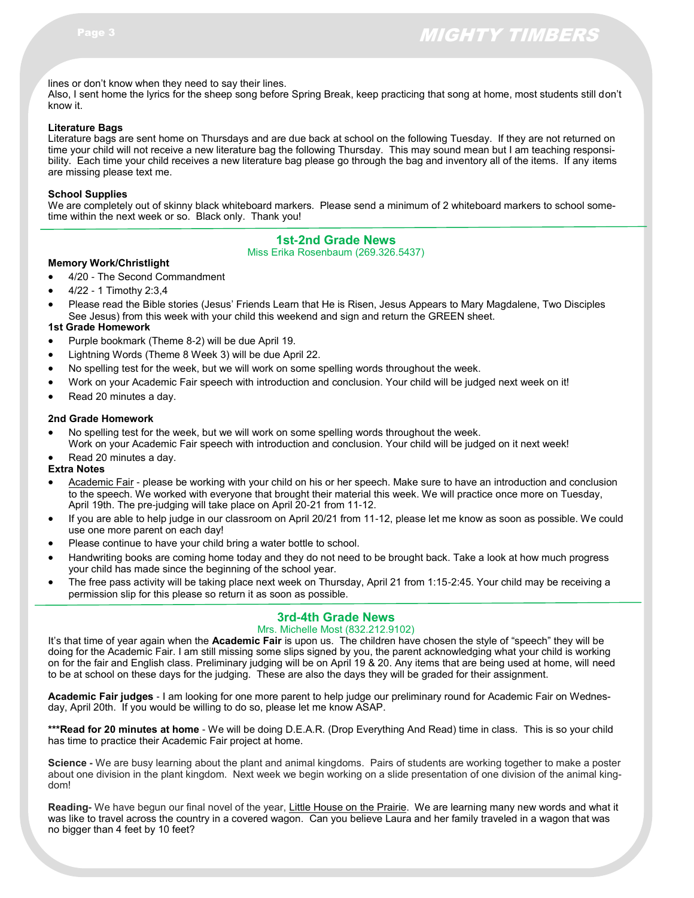lines or don't know when they need to say their lines.
Also, I sent home the lyrics for the sheep song before Spring Break, keep practicing that song at home, most students still don't know it.

**Literature Bags**
Literature bags are sent home on Thursdays and are due back at school on the following Tuesday. If they are not returned on time your child will not receive a new literature bag the following Thursday. This may sound mean but I am teaching responsibility. Each time your child receives a new literature bag please go through the bag and inventory all of the items. If any items are missing please text me.

**School Supplies**
We are completely out of skinny black whiteboard markers. Please send a minimum of 2 whiteboard markers to school sometime within the next week or so. Black only. Thank you!

## 1st-2nd Grade News

Miss Erika Rosenbaum (269.326.5437)

**Memory Work/Christlight**

- 4/20 - The Second Commandment
- 4/22 - 1 Timothy 2:3,4
- Please read the Bible stories (Jesus' Friends Learn that He is Risen, Jesus Appears to Mary Magdalene, Two Disciples See Jesus) from this week with your child this weekend and sign and return the GREEN sheet.

**1st Grade Homework**

- Purple bookmark (Theme 8-2) will be due April 19.
- Lightning Words (Theme 8 Week 3) will be due April 22.
- No spelling test for the week, but we will work on some spelling words throughout the week.
- Work on your Academic Fair speech with introduction and conclusion. Your child will be judged next week on it!
- Read 20 minutes a day.

**2nd Grade Homework**

- No spelling test for the week, but we will work on some spelling words throughout the week.
  Work on your Academic Fair speech with introduction and conclusion. Your child will be judged on it next week!
- Read 20 minutes a day.

**Extra Notes**

- Academic Fair - please be working with your child on his or her speech. Make sure to have an introduction and conclusion to the speech. We worked with everyone that brought their material this week. We will practice once more on Tuesday, April 19th. The pre-judging will take place on April 20-21 from 11-12.
- If you are able to help judge in our classroom on April 20/21 from 11-12, please let me know as soon as possible. We could use one more parent on each day!
- Please continue to have your child bring a water bottle to school.
- Handwriting books are coming home today and they do not need to be brought back. Take a look at how much progress your child has made since the beginning of the school year.
- The free pass activity will be taking place next week on Thursday, April 21 from 1:15-2:45. Your child may be receiving a permission slip for this please so return it as soon as possible.

## 3rd-4th Grade News

Mrs. Michelle Most (832.212.9102)

It's that time of year again when the **Academic Fair** is upon us. The children have chosen the style of "speech" they will be doing for the Academic Fair. I am still missing some slips signed by you, the parent acknowledging what your child is working on for the fair and English class. Preliminary judging will be on April 19 & 20. Any items that are being used at home, will need to be at school on these days for the judging. These are also the days they will be graded for their assignment.

**Academic Fair judges** - I am looking for one more parent to help judge our preliminary round for Academic Fair on Wednesday, April 20th. If you would be willing to do so, please let me know ASAP.

**\*\*\*Read for 20 minutes at home** - We will be doing D.E.A.R. (Drop Everything And Read) time in class. This is so your child has time to practice their Academic Fair project at home.

**Science -** We are busy learning about the plant and animal kingdoms. Pairs of students are working together to make a poster about one division in the plant kingdom. Next week we begin working on a slide presentation of one division of the animal kingdom!

**Reading-** We have begun our final novel of the year, Little House on the Prairie. We are learning many new words and what it was like to travel across the country in a covered wagon. Can you believe Laura and her family traveled in a wagon that was no bigger than 4 feet by 10 feet?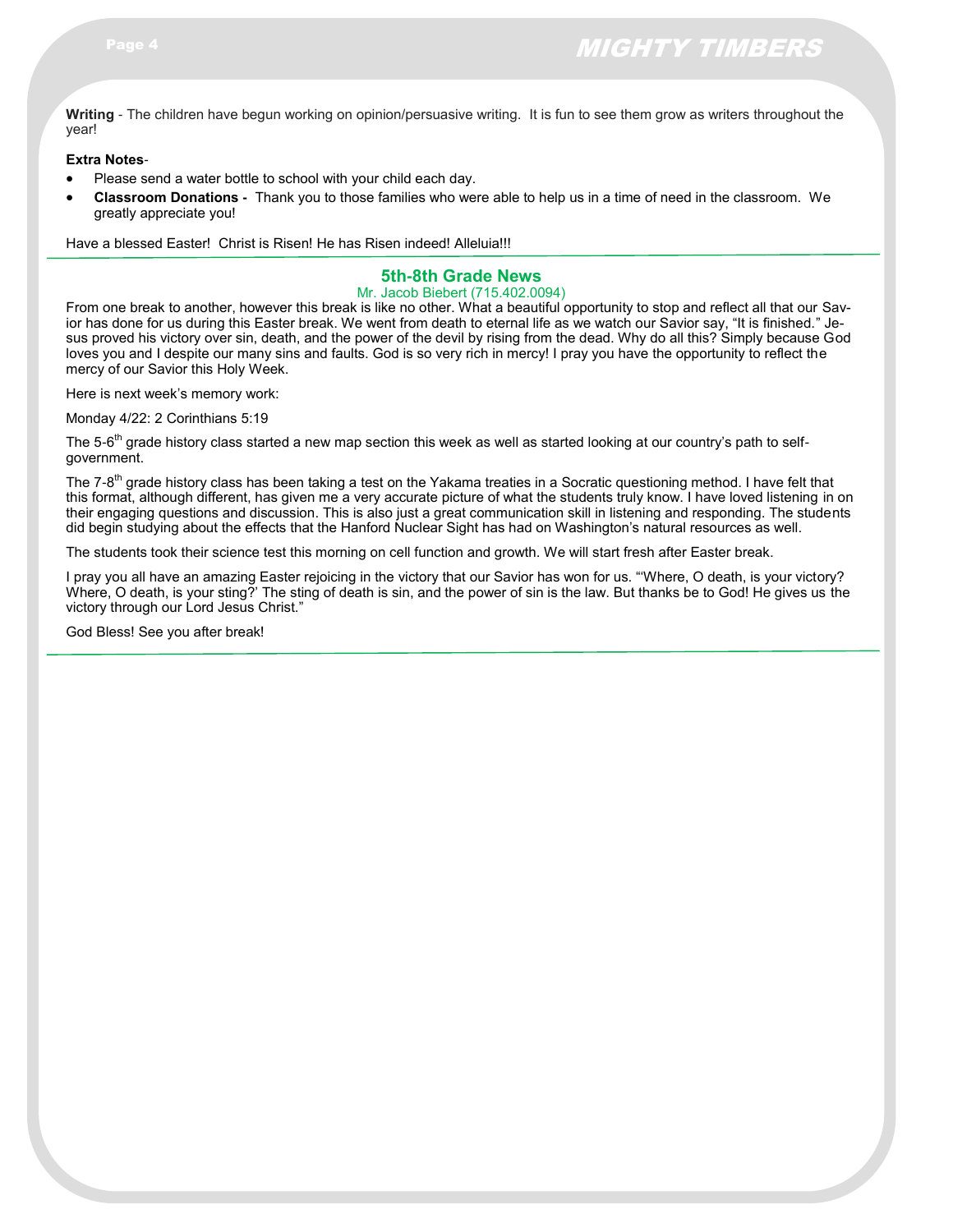**Writing** - The children have begun working on opinion/persuasive writing. It is fun to see them grow as writers throughout the year!

**Extra Notes**-

- Please send a water bottle to school with your child each day.
- **Classroom Donations -** Thank you to those families who were able to help us in a time of need in the classroom. We greatly appreciate you!

Have a blessed Easter! Christ is Risen! He has Risen indeed! Alleluia!!!

## 5th-8th Grade News

Mr. Jacob Biebert (715.402.0094)

From one break to another, however this break is like no other. What a beautiful opportunity to stop and reflect all that our Savior has done for us during this Easter break. We went from death to eternal life as we watch our Savior say, "It is finished." Jesus proved his victory over sin, death, and the power of the devil by rising from the dead. Why do all this? Simply because God loves you and I despite our many sins and faults. God is so very rich in mercy! I pray you have the opportunity to reflect the mercy of our Savior this Holy Week.

Here is next week's memory work:

Monday 4/22: 2 Corinthians 5:19

The 5-6th grade history class started a new map section this week as well as started looking at our country's path to self-government.

The 7-8th grade history class has been taking a test on the Yakama treaties in a Socratic questioning method. I have felt that this format, although different, has given me a very accurate picture of what the students truly know. I have loved listening in on their engaging questions and discussion. This is also just a great communication skill in listening and responding. The students did begin studying about the effects that the Hanford Nuclear Sight has had on Washington's natural resources as well.

The students took their science test this morning on cell function and growth. We will start fresh after Easter break.

I pray you all have an amazing Easter rejoicing in the victory that our Savior has won for us. "'Where, O death, is your victory? Where, O death, is your sting?' The sting of death is sin, and the power of sin is the law. But thanks be to God! He gives us the victory through our Lord Jesus Christ."

God Bless! See you after break!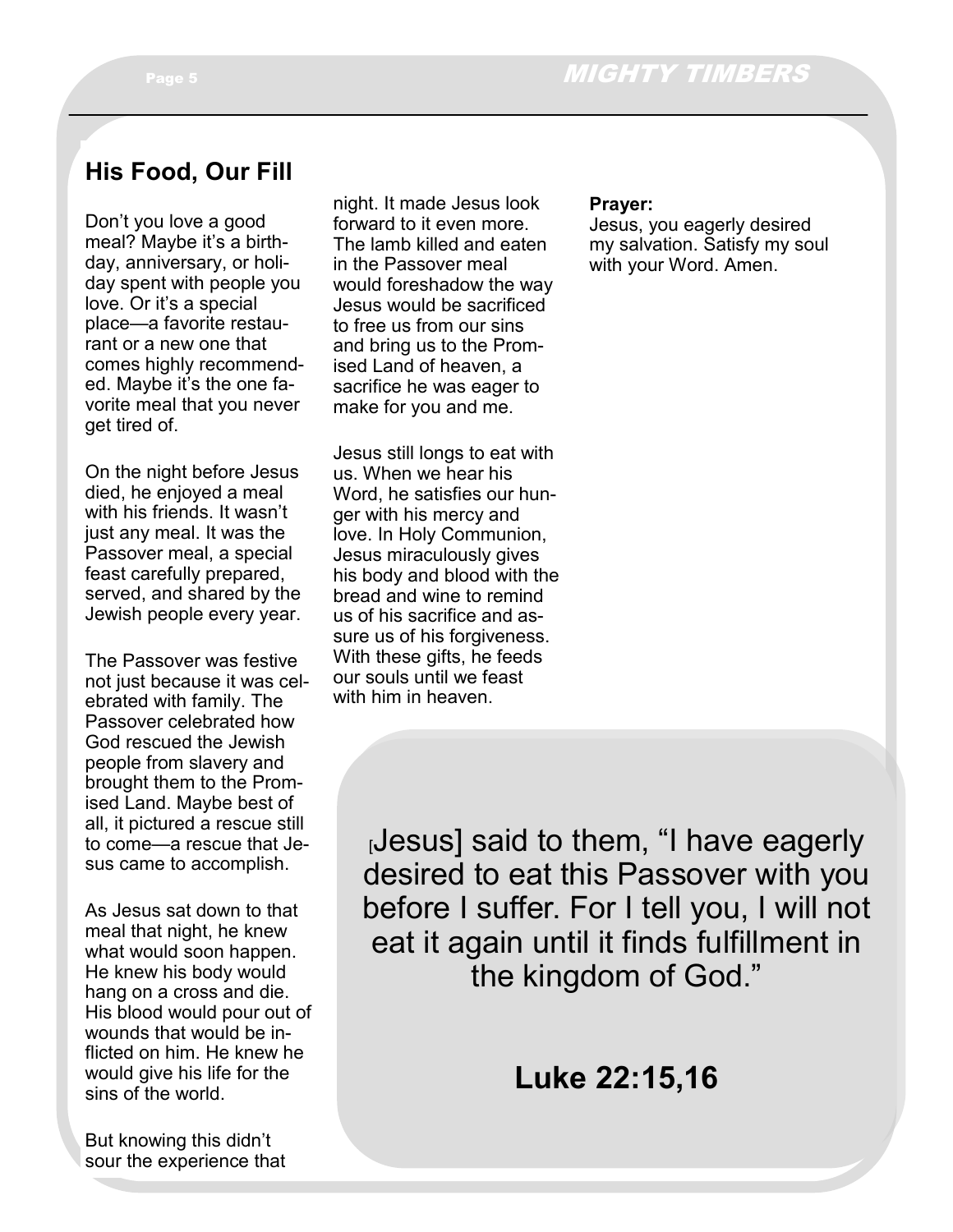## His Food, Our Fill

Don't you love a good meal? Maybe it's a birthday, anniversary, or holiday spent with people you love. Or it's a special place—a favorite restaurant or a new one that comes highly recommended. Maybe it's the one favorite meal that you never get tired of.

On the night before Jesus died, he enjoyed a meal with his friends. It wasn't just any meal. It was the Passover meal, a special feast carefully prepared, served, and shared by the Jewish people every year.

The Passover was festive not just because it was celebrated with family. The Passover celebrated how God rescued the Jewish people from slavery and brought them to the Promised Land. Maybe best of all, it pictured a rescue still to come—a rescue that Jesus came to accomplish.

As Jesus sat down to that meal that night, he knew what would soon happen. He knew his body would hang on a cross and die. His blood would pour out of wounds that would be inflicted on him. He knew he would give his life for the sins of the world.

But knowing this didn't sour the experience that night. It made Jesus look forward to it even more. The lamb killed and eaten in the Passover meal would foreshadow the way Jesus would be sacrificed to free us from our sins and bring us to the Promised Land of heaven, a sacrifice he was eager to make for you and me.

Jesus still longs to eat with us. When we hear his Word, he satisfies our hunger with his mercy and love. In Holy Communion, Jesus miraculously gives his body and blood with the bread and wine to remind us of his sacrifice and assure us of his forgiveness. With these gifts, he feeds our souls until we feast with him in heaven.

**Prayer:**
Jesus, you eagerly desired my salvation. Satisfy my soul with your Word. Amen.

[Jesus] said to them, "I have eagerly desired to eat this Passover with you before I suffer. For I tell you, I will not eat it again until it finds fulfillment in the kingdom of God."

**Luke 22:15,16**